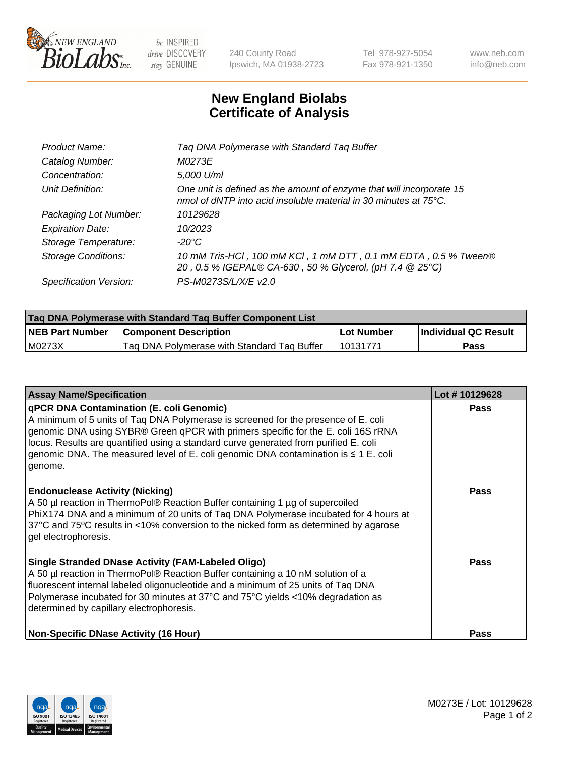New England Biolabs, 240 County Road, Ipswich, MA 01938-2723 | Tel 978-927-5054 | Fax 978-921-1350 | www.neb.com | info@neb.com

# New England Biolabs Certificate of Analysis

| | |
|---|---|
| Product Name: | Taq DNA Polymerase with Standard Taq Buffer |
| Catalog Number: | M0273E |
| Concentration: | 5,000 U/ml |
| Unit Definition: | One unit is defined as the amount of enzyme that will incorporate 15 nmol of dNTP into acid insoluble material in 30 minutes at 75°C. |
| Packaging Lot Number: | 10129628 |
| Expiration Date: | 10/2023 |
| Storage Temperature: | -20°C |
| Storage Conditions: | 10 mM Tris-HCl , 100 mM KCl , 1 mM DTT , 0.1 mM EDTA , 0.5 % Tween® 20 , 0.5 % IGEPAL® CA-630 , 50 % Glycerol, (pH 7.4 @ 25°C) |
| Specification Version: | PS-M0273S/L/X/E v2.0 |

| Taq DNA Polymerase with Standard Taq Buffer Component List | | | |
|---|---|---|---|
| **NEB Part Number** | **Component Description** | **Lot Number** | **Individual QC Result** |
| M0273X | Taq DNA Polymerase with Standard Taq Buffer | 10131771 | Pass |

| Assay Name/Specification | Lot # 10129628 |
|---|---|
| **qPCR DNA Contamination (E. coli Genomic)**<br>A minimum of 5 units of Taq DNA Polymerase is screened for the presence of E. coli genomic DNA using SYBR® Green qPCR with primers specific for the E. coli 16S rRNA locus. Results are quantified using a standard curve generated from purified E. coli genomic DNA. The measured level of E. coli genomic DNA contamination is ≤ 1 E. coli genome. | Pass |
| **Endonuclease Activity (Nicking)**<br>A 50 µl reaction in ThermoPol® Reaction Buffer containing 1 µg of supercoiled PhiX174 DNA and a minimum of 20 units of Taq DNA Polymerase incubated for 4 hours at 37°C and 75ºC results in <10% conversion to the nicked form as determined by agarose gel electrophoresis. | Pass |
| **Single Stranded DNase Activity (FAM-Labeled Oligo)**<br>A 50 µl reaction in ThermoPol® Reaction Buffer containing a 10 nM solution of a fluorescent internal labeled oligonucleotide and a minimum of 25 units of Taq DNA Polymerase incubated for 30 minutes at 37°C and 75°C yields <10% degradation as determined by capillary electrophoresis. | Pass |
| **Non-Specific DNase Activity (16 Hour)** | Pass |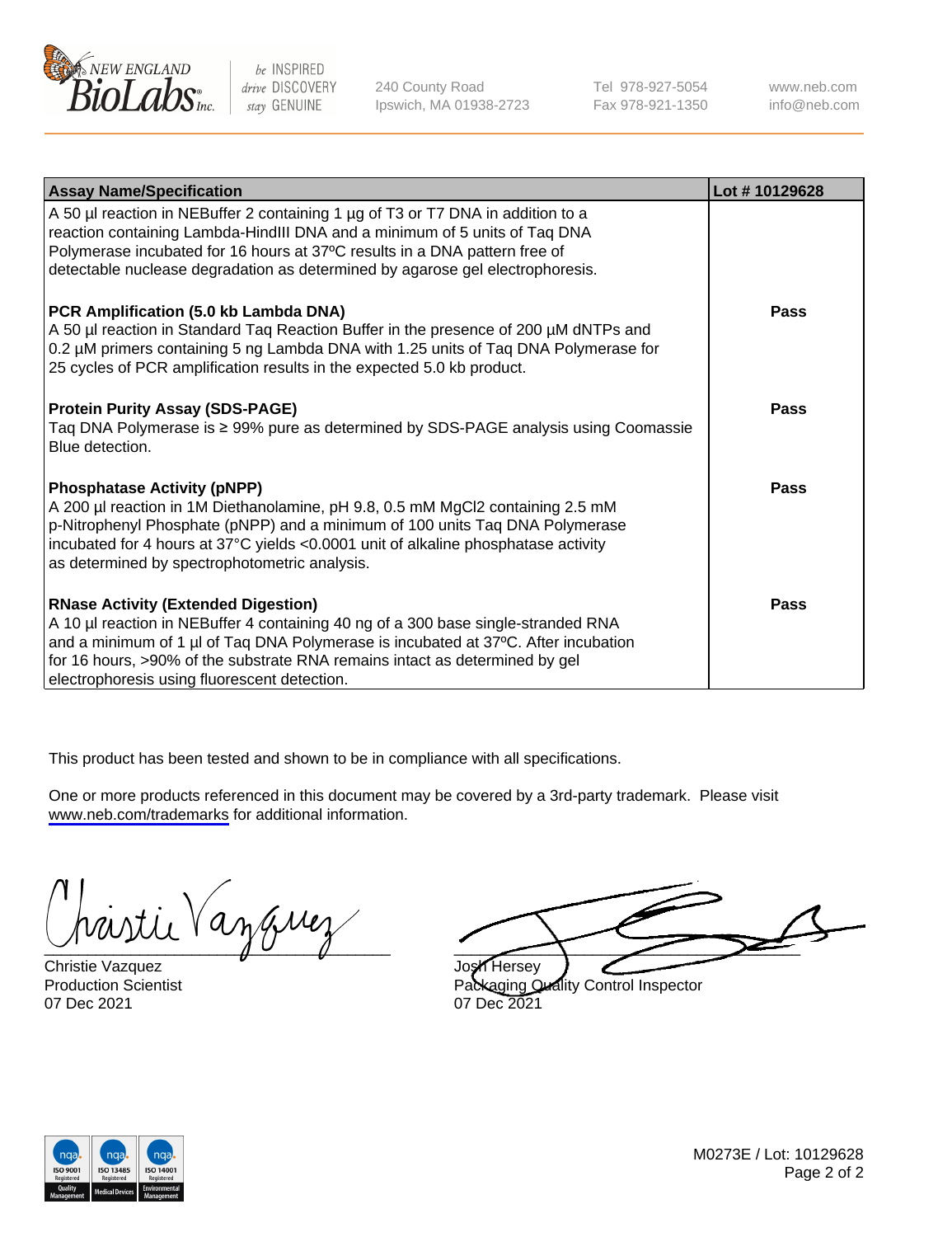| Assay Name/Specification | Lot # 10129628 |
|---|---|
| A 50 µl reaction in NEBuffer 2 containing 1 µg of T3 or T7 DNA in addition to a reaction containing Lambda-HindIII DNA and a minimum of 5 units of Taq DNA Polymerase incubated for 16 hours at 37ºC results in a DNA pattern free of detectable nuclease degradation as determined by agarose gel electrophoresis. | |
| **PCR Amplification (5.0 kb Lambda DNA)** A 50 µl reaction in Standard Taq Reaction Buffer in the presence of 200 µM dNTPs and 0.2 µM primers containing 5 ng Lambda DNA with 1.25 units of Taq DNA Polymerase for 25 cycles of PCR amplification results in the expected 5.0 kb product. | **Pass** |
| **Protein Purity Assay (SDS-PAGE)** Taq DNA Polymerase is ≥ 99% pure as determined by SDS-PAGE analysis using Coomassie Blue detection. | **Pass** |
| **Phosphatase Activity (pNPP)** A 200 µl reaction in 1M Diethanolamine, pH 9.8, 0.5 mM $MgCl_2$ containing 2.5 mM p-Nitrophenyl Phosphate (pNPP) and a minimum of 100 units Taq DNA Polymerase incubated for 4 hours at 37°C yields <0.0001 unit of alkaline phosphatase activity as determined by spectrophotometric analysis. | **Pass** |
| **RNase Activity (Extended Digestion)** A 10 µl reaction in NEBuffer 4 containing 40 ng of a 300 base single-stranded RNA and a minimum of 1 µl of Taq DNA Polymerase is incubated at 37ºC. After incubation for 16 hours, >90% of the substrate RNA remains intact as determined by gel electrophoresis using fluorescent detection. | **Pass** |

This product has been tested and shown to be in compliance with all specifications.

One or more products referenced in this document may be covered by a 3rd-party trademark. Please visit www.neb.com/trademarks for additional information.

Christie Vazquez
Production Scientist
07 Dec 2021

Josh Hersey
Packaging Quality Control Inspector
07 Dec 2021

M0273E / Lot: 10129628